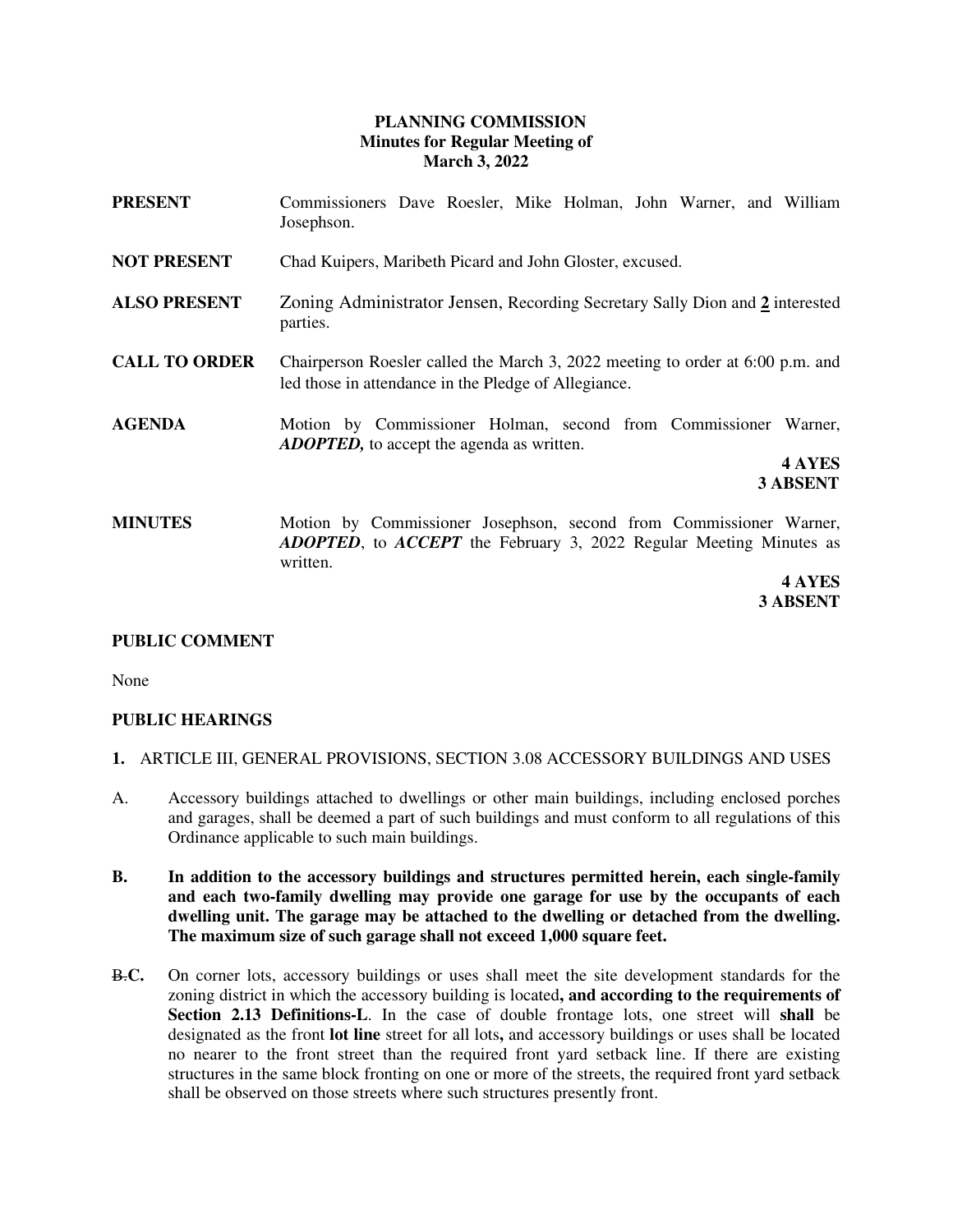**PLANNING COMMISSION**
**Minutes for Regular Meeting of**
**March 3, 2022**

**PRESENT** Commissioners Dave Roesler, Mike Holman, John Warner, and William Josephson.

**NOT PRESENT** Chad Kuipers, Maribeth Picard and John Gloster, excused.

**ALSO PRESENT** Zoning Administrator Jensen, Recording Secretary Sally Dion and **2** interested parties.

**CALL TO ORDER** Chairperson Roesler called the March 3, 2022 meeting to order at 6:00 p.m. and led those in attendance in the Pledge of Allegiance.

**AGENDA** Motion by Commissioner Holman, second from Commissioner Warner, ***ADOPTED,*** to accept the agenda as written.

**4 AYES**
**3 ABSENT**

**MINUTES** Motion by Commissioner Josephson, second from Commissioner Warner, ***ADOPTED***, to ***ACCEPT*** the February 3, 2022 Regular Meeting Minutes as written.

**4 AYES**
**3 ABSENT**

**PUBLIC COMMENT**

None

**PUBLIC HEARINGS**

**1.** ARTICLE III, GENERAL PROVISIONS, SECTION 3.08 ACCESSORY BUILDINGS AND USES

A. Accessory buildings attached to dwellings or other main buildings, including enclosed porches and garages, shall be deemed a part of such buildings and must conform to all regulations of this Ordinance applicable to such main buildings.

**B. In addition to the accessory buildings and structures permitted herein, each single-family and each two-family dwelling may provide one garage for use by the occupants of each dwelling unit. The garage may be attached to the dwelling or detached from the dwelling. The maximum size of such garage shall not exceed 1,000 square feet.**

~~B.~~**C.** On corner lots, accessory buildings or uses shall meet the site development standards for the zoning district in which the accessory building is located**, and according to the requirements of Section 2.13 Definitions-L**. In the case of double frontage lots, one street will **shall** be designated as the front **lot line** street for all lots**,** and accessory buildings or uses shall be located no nearer to the front street than the required front yard setback line. If there are existing structures in the same block fronting on one or more of the streets, the required front yard setback shall be observed on those streets where such structures presently front.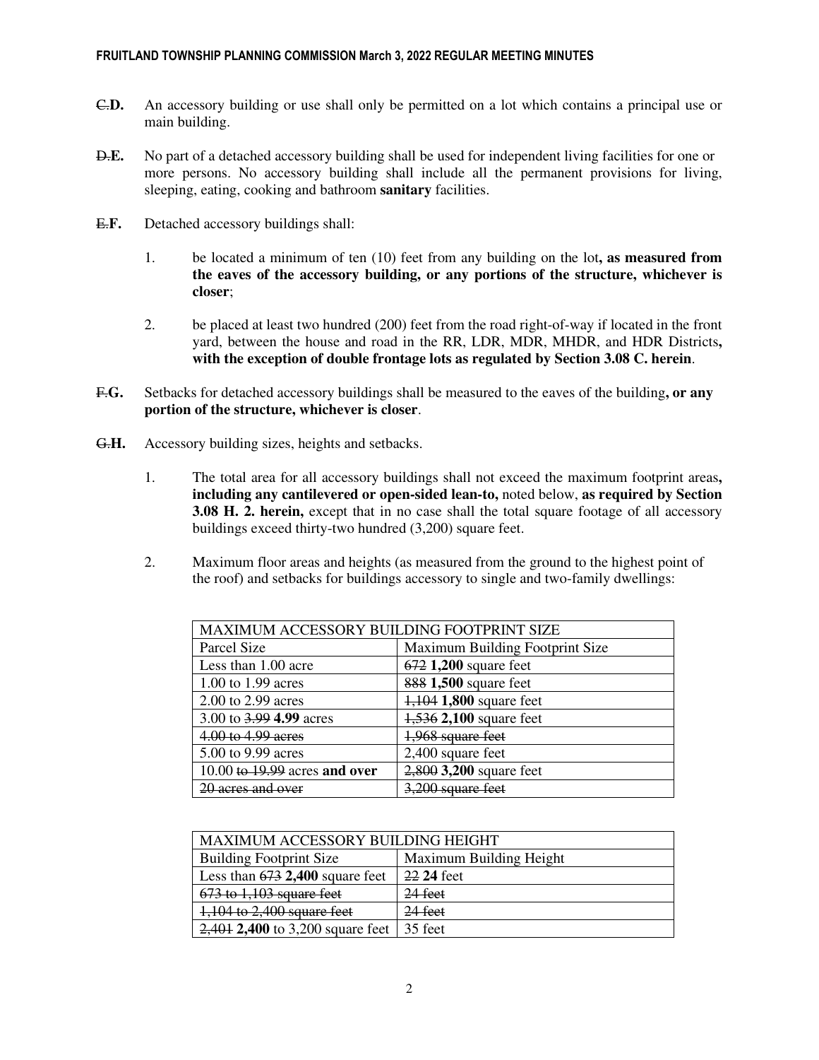~~C.~~**D.** An accessory building or use shall only be permitted on a lot which contains a principal use or main building.

~~D.~~**E.** No part of a detached accessory building shall be used for independent living facilities for one or more persons. No accessory building shall include all the permanent provisions for living, sleeping, eating, cooking and bathroom **sanitary** facilities.

~~E.~~**F.** Detached accessory buildings shall:

1. be located a minimum of ten (10) feet from any building on the lot**, as measured from the eaves of the accessory building, or any portions of the structure, whichever is closer**;

2. be placed at least two hundred (200) feet from the road right-of-way if located in the front yard, between the house and road in the RR, LDR, MDR, MHDR, and HDR Districts**, with the exception of double frontage lots as regulated by Section 3.08 C. herein**.

~~F.~~**G.** Setbacks for detached accessory buildings shall be measured to the eaves of the building**, or any portion of the structure, whichever is closer**.

~~G.~~**H.** Accessory building sizes, heights and setbacks.

1. The total area for all accessory buildings shall not exceed the maximum footprint areas**, including any cantilevered or open-sided lean-to,** noted below, **as required by Section 3.08 H. 2. herein,** except that in no case shall the total square footage of all accessory buildings exceed thirty-two hundred (3,200) square feet.

2. Maximum floor areas and heights (as measured from the ground to the highest point of the roof) and setbacks for buildings accessory to single and two-family dwellings:

| MAXIMUM ACCESSORY BUILDING FOOTPRINT SIZE | |
|---|---|
| Parcel Size | Maximum Building Footprint Size |
| Less than 1.00 acre | ~~672~~ **1,200** square feet |
| 1.00 to 1.99 acres | ~~888~~ **1,500** square feet |
| 2.00 to 2.99 acres | ~~1,104~~ **1,800** square feet |
| 3.00 to ~~3.99~~ **4.99** acres | ~~1,536~~ **2,100** square feet |
| ~~4.00 to 4.99 acres~~ | ~~1,968 square feet~~ |
| 5.00 to 9.99 acres | 2,400 square feet |
| 10.00 ~~to 19.99~~ acres **and over** | ~~2,800~~ **3,200** square feet |
| ~~20 acres and over~~ | ~~3,200 square feet~~ |

| MAXIMUM ACCESSORY BUILDING HEIGHT | |
|---|---|
| Building Footprint Size | Maximum Building Height |
| Less than ~~673~~ **2,400** square feet | ~~22~~ **24** feet |
| ~~673 to 1,103 square feet~~ | ~~24 feet~~ |
| ~~1,104 to 2,400 square feet~~ | ~~24 feet~~ |
| ~~2,401~~ **2,400** to 3,200 square feet | 35 feet |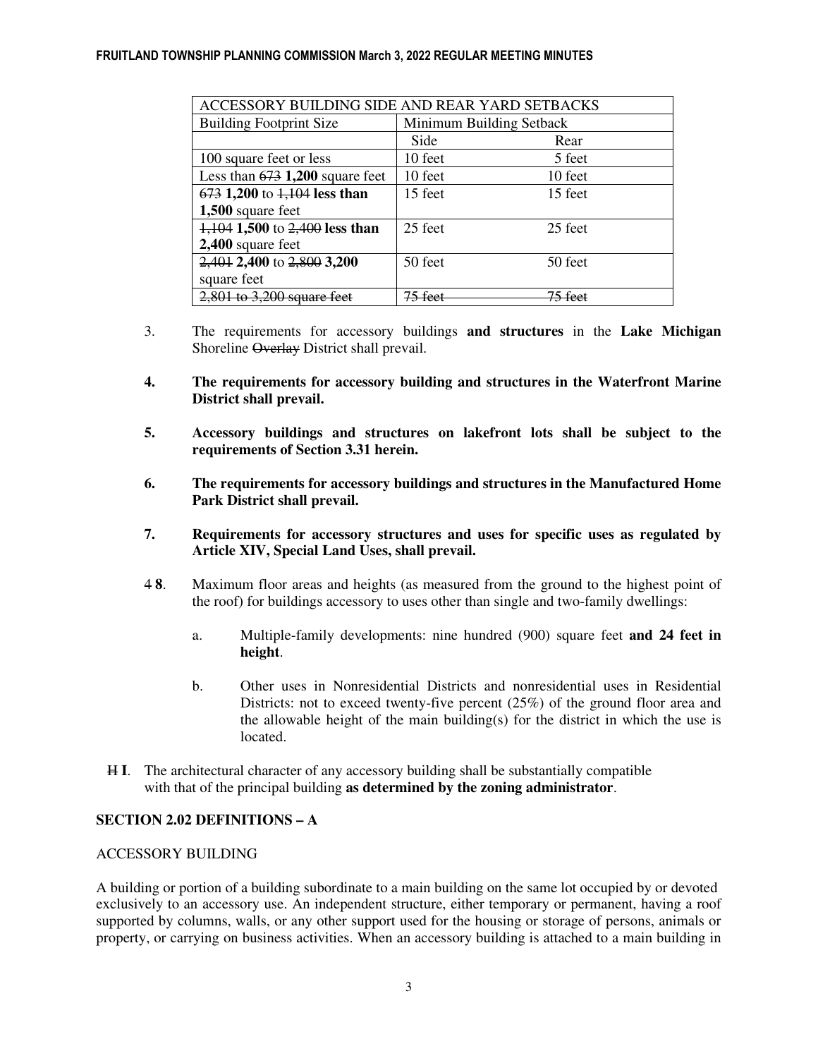| ACCESSORY BUILDING SIDE AND REAR YARD SETBACKS | | |
|---|---|---|
| Building Footprint Size | Minimum Building Setback | |
| | Side | Rear |
| 100 square feet or less | 10 feet | 5 feet |
| Less than ~~673~~ **1,200** square feet | 10 feet | 10 feet |
| ~~673~~ **1,200** to ~~1,104~~ **less than 1,500** square feet | 15 feet | 15 feet |
| ~~1,104~~ **1,500** to ~~2,400~~ **less than 2,400** square feet | 25 feet | 25 feet |
| ~~2,401~~ **2,400** to ~~2,800~~ **3,200** square feet | 50 feet | 50 feet |
| ~~2,801 to 3,200 square feet~~ | ~~75 feet~~ | ~~75 feet~~ |

3. The requirements for accessory buildings **and structures** in the **Lake Michigan** Shoreline ~~Overlay~~ District shall prevail.

**4. The requirements for accessory building and structures in the Waterfront Marine District shall prevail.**

**5. Accessory buildings and structures on lakefront lots shall be subject to the requirements of Section 3.31 herein.**

**6. The requirements for accessory buildings and structures in the Manufactured Home Park District shall prevail.**

**7. Requirements for accessory structures and uses for specific uses as regulated by Article XIV, Special Land Uses, shall prevail.**

~~4~~ **8**. Maximum floor areas and heights (as measured from the ground to the highest point of the roof) for buildings accessory to uses other than single and two-family dwellings:

a. Multiple-family developments: nine hundred (900) square feet **and 24 feet in height**.

b. Other uses in Nonresidential Districts and nonresidential uses in Residential Districts: not to exceed twenty-five percent (25%) of the ground floor area and the allowable height of the main building(s) for the district in which the use is located.

~~H~~ **I**. The architectural character of any accessory building shall be substantially compatible with that of the principal building **as determined by the zoning administrator**.

**SECTION 2.02 DEFINITIONS – A**

ACCESSORY BUILDING

A building or portion of a building subordinate to a main building on the same lot occupied by or devoted exclusively to an accessory use. An independent structure, either temporary or permanent, having a roof supported by columns, walls, or any other support used for the housing or storage of persons, animals or property, or carrying on business activities. When an accessory building is attached to a main building in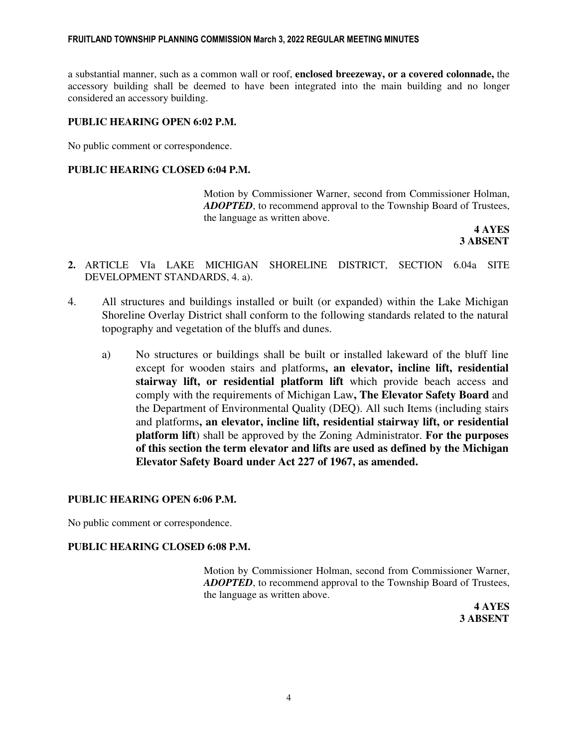a substantial manner, such as a common wall or roof, **enclosed breezeway, or a covered colonnade,** the accessory building shall be deemed to have been integrated into the main building and no longer considered an accessory building.

**PUBLIC HEARING OPEN 6:02 P.M.**

No public comment or correspondence.

**PUBLIC HEARING CLOSED 6:04 P.M.**

Motion by Commissioner Warner, second from Commissioner Holman, ***ADOPTED***, to recommend approval to the Township Board of Trustees, the language as written above.

**4 AYES**
**3 ABSENT**

**2.** ARTICLE VIa LAKE MICHIGAN SHORELINE DISTRICT, SECTION 6.04a SITE DEVELOPMENT STANDARDS, 4. a).

4. All structures and buildings installed or built (or expanded) within the Lake Michigan Shoreline Overlay District shall conform to the following standards related to the natural topography and vegetation of the bluffs and dunes.

   a) No structures or buildings shall be built or installed lakeward of the bluff line except for wooden stairs and platforms**, an elevator, incline lift, residential stairway lift, or residential platform lift** which provide beach access and comply with the requirements of Michigan Law**, The Elevator Safety Board** and the Department of Environmental Quality (DEQ). All such Items (including stairs and platforms**, an elevator, incline lift, residential stairway lift, or residential platform lift**) shall be approved by the Zoning Administrator. **For the purposes of this section the term elevator and lifts are used as defined by the Michigan Elevator Safety Board under Act 227 of 1967, as amended.**

**PUBLIC HEARING OPEN 6:06 P.M.**

No public comment or correspondence.

**PUBLIC HEARING CLOSED 6:08 P.M.**

Motion by Commissioner Holman, second from Commissioner Warner, ***ADOPTED***, to recommend approval to the Township Board of Trustees, the language as written above.

**4 AYES**
**3 ABSENT**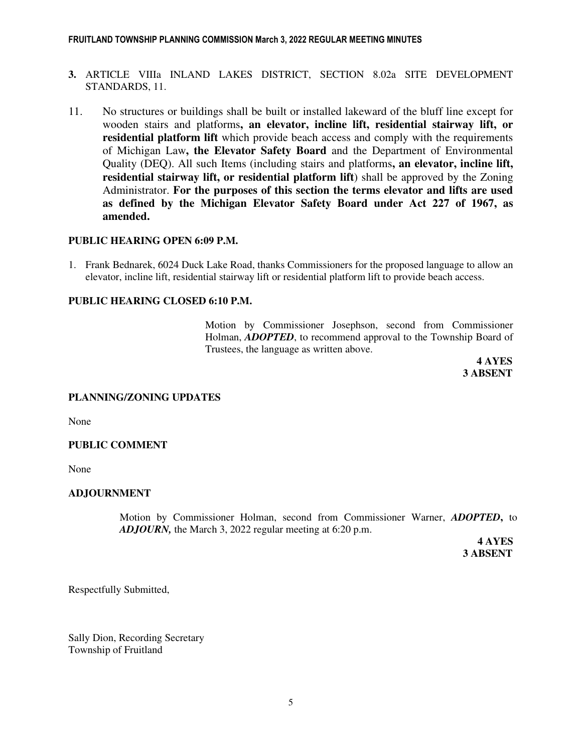**3.** ARTICLE VIIIa INLAND LAKES DISTRICT, SECTION 8.02a SITE DEVELOPMENT STANDARDS, 11.

11. No structures or buildings shall be built or installed lakeward of the bluff line except for wooden stairs and platforms**, an elevator, incline lift, residential stairway lift, or residential platform lift** which provide beach access and comply with the requirements of Michigan Law**, the Elevator Safety Board** and the Department of Environmental Quality (DEQ). All such Items (including stairs and platforms**, an elevator, incline lift, residential stairway lift, or residential platform lift**) shall be approved by the Zoning Administrator. **For the purposes of this section the terms elevator and lifts are used as defined by the Michigan Elevator Safety Board under Act 227 of 1967, as amended.**

**PUBLIC HEARING OPEN 6:09 P.M.**

1. Frank Bednarek, 6024 Duck Lake Road, thanks Commissioners for the proposed language to allow an elevator, incline lift, residential stairway lift or residential platform lift to provide beach access.

**PUBLIC HEARING CLOSED 6:10 P.M.**

Motion by Commissioner Josephson, second from Commissioner Holman, ***ADOPTED***, to recommend approval to the Township Board of Trustees, the language as written above.

**4 AYES**
**3 ABSENT**

**PLANNING/ZONING UPDATES**

None

**PUBLIC COMMENT**

None

**ADJOURNMENT**

Motion by Commissioner Holman, second from Commissioner Warner, ***ADOPTED***, to ***ADJOURN,*** the March 3, 2022 regular meeting at 6:20 p.m.

**4 AYES**
**3 ABSENT**

Respectfully Submitted,

Sally Dion, Recording Secretary
Township of Fruitland